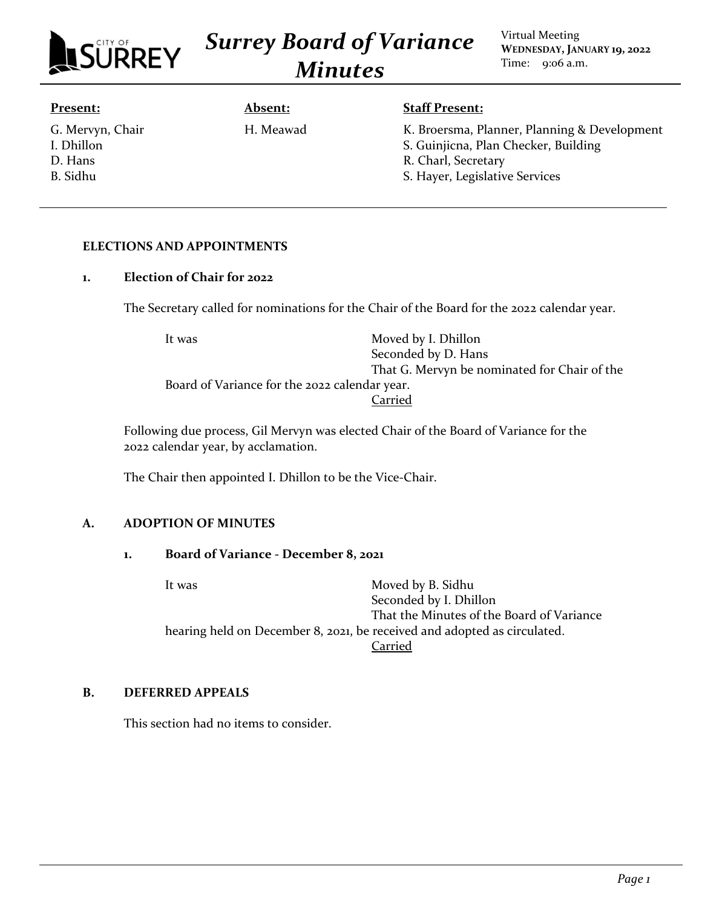# Surey Board of Variance Minutes

Virtual Meeting
**WEDNESDAY, JANUARY 19, 2022**
Time: 9:06 a.m.

| **Present:** | **Absent:** | **Staff Present:** |
|---|---|---|
| G. Mervyn, Chair | H. Meawad | K. Broersma, Planner, Planning & Development |
| I. Dhillon | | S. Guinjicna, Plan Checker, Building |
| D. Hans | | R. Charl, Secretary |
| B. Sidhu | | S. Hayer, Legislative Services |

## ELECTIONS AND APPOINTMENTS

### 1. Election of Chair for 2022

The Secretary called for nominations for the Chair of the Board for the 2022 calendar year.

It was Moved by I. Dhillon
Seconded by D. Hans
That G. Mervyn be nominated for Chair of the Board of Variance for the 2022 calendar year.
Carried

Following due process, Gil Mervyn was elected Chair of the Board of Variance for the 2022 calendar year, by acclamation.

The Chair then appointed I. Dhillon to be the Vice-Chair.

## A. ADOPTION OF MINUTES

### 1. Board of Variance - December 8, 2021

It was Moved by B. Sidhu
Seconded by I. Dhillon
That the Minutes of the Board of Variance hearing held on December 8, 2021, be received and adopted as circulated.
Carried

## B. DEFERRED APPEALS

This section had no items to consider.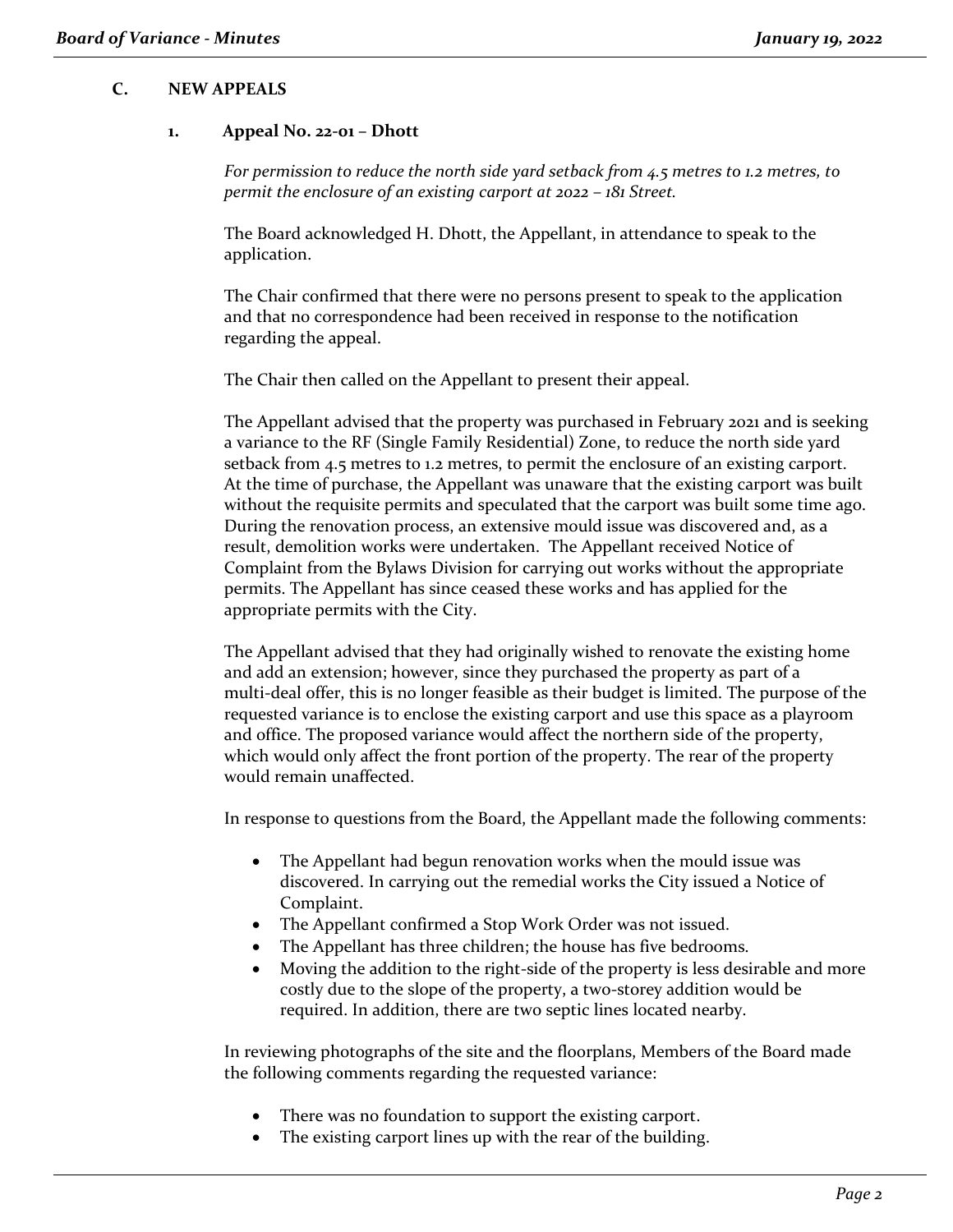## C. NEW APPEALS

### 1. Appeal No. 22-01 – Dhott

*For permission to reduce the north side yard setback from 4.5 metres to 1.2 metres, to permit the enclosure of an existing carport at 2022 – 181 Street.*

The Board acknowledged H. Dhott, the Appellant, in attendance to speak to the application.

The Chair confirmed that there were no persons present to speak to the application and that no correspondence had been received in response to the notification regarding the appeal.

The Chair then called on the Appellant to present their appeal.

The Appellant advised that the property was purchased in February 2021 and is seeking a variance to the RF (Single Family Residential) Zone, to reduce the north side yard setback from 4.5 metres to 1.2 metres, to permit the enclosure of an existing carport. At the time of purchase, the Appellant was unaware that the existing carport was built without the requisite permits and speculated that the carport was built some time ago. During the renovation process, an extensive mould issue was discovered and, as a result, demolition works were undertaken. The Appellant received Notice of Complaint from the Bylaws Division for carrying out works without the appropriate permits. The Appellant has since ceased these works and has applied for the appropriate permits with the City.

The Appellant advised that they had originally wished to renovate the existing home and add an extension; however, since they purchased the property as part of a multi-deal offer, this is no longer feasible as their budget is limited. The purpose of the requested variance is to enclose the existing carport and use this space as a playroom and office. The proposed variance would affect the northern side of the property, which would only affect the front portion of the property. The rear of the property would remain unaffected.

In response to questions from the Board, the Appellant made the following comments:

- The Appellant had begun renovation works when the mould issue was discovered. In carrying out the remedial works the City issued a Notice of Complaint.
- The Appellant confirmed a Stop Work Order was not issued.
- The Appellant has three children; the house has five bedrooms.
- Moving the addition to the right-side of the property is less desirable and more costly due to the slope of the property, a two-storey addition would be required. In addition, there are two septic lines located nearby.

In reviewing photographs of the site and the floorplans, Members of the Board made the following comments regarding the requested variance:

- There was no foundation to support the existing carport.
- The existing carport lines up with the rear of the building.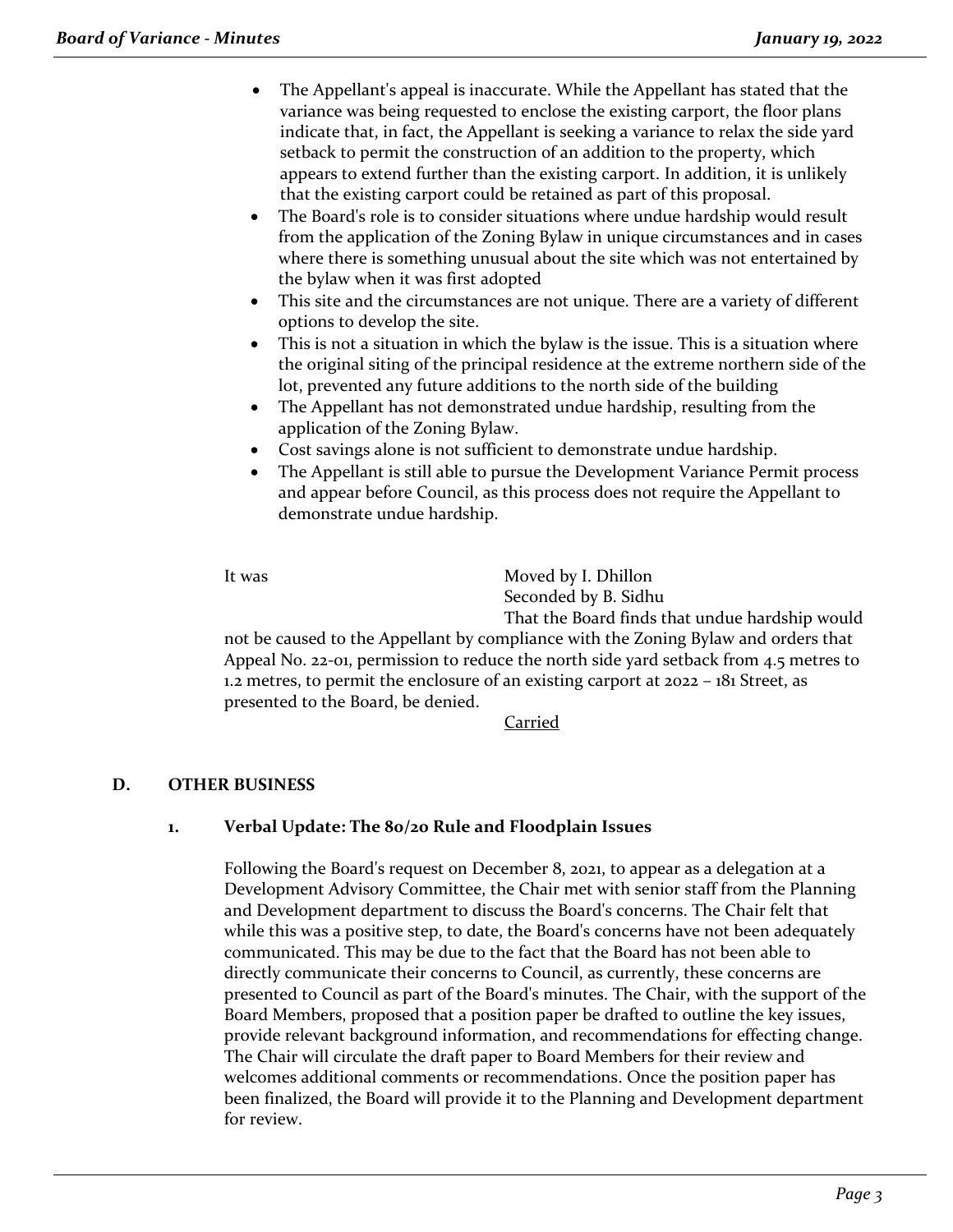- The Appellant's appeal is inaccurate. While the Appellant has stated that the variance was being requested to enclose the existing carport, the floor plans indicate that, in fact, the Appellant is seeking a variance to relax the side yard setback to permit the construction of an addition to the property, which appears to extend further than the existing carport. In addition, it is unlikely that the existing carport could be retained as part of this proposal.
- The Board's role is to consider situations where undue hardship would result from the application of the Zoning Bylaw in unique circumstances and in cases where there is something unusual about the site which was not entertained by the bylaw when it was first adopted
- This site and the circumstances are not unique. There are a variety of different options to develop the site.
- This is not a situation in which the bylaw is the issue. This is a situation where the original siting of the principal residence at the extreme northern side of the lot, prevented any future additions to the north side of the building
- The Appellant has not demonstrated undue hardship, resulting from the application of the Zoning Bylaw.
- Cost savings alone is not sufficient to demonstrate undue hardship.
- The Appellant is still able to pursue the Development Variance Permit process and appear before Council, as this process does not require the Appellant to demonstrate undue hardship.

It was Moved by I. Dhillon
Seconded by B. Sidhu
That the Board finds that undue hardship would not be caused to the Appellant by compliance with the Zoning Bylaw and orders that Appeal No. 22-01, permission to reduce the north side yard setback from 4.5 metres to 1.2 metres, to permit the enclosure of an existing carport at 2022 – 181 Street, as presented to the Board, be denied.

Carried

## D. OTHER BUSINESS

### 1. Verbal Update: The 80/20 Rule and Floodplain Issues

Following the Board's request on December 8, 2021, to appear as a delegation at a Development Advisory Committee, the Chair met with senior staff from the Planning and Development department to discuss the Board's concerns. The Chair felt that while this was a positive step, to date, the Board's concerns have not been adequately communicated. This may be due to the fact that the Board has not been able to directly communicate their concerns to Council, as currently, these concerns are presented to Council as part of the Board's minutes. The Chair, with the support of the Board Members, proposed that a position paper be drafted to outline the key issues, provide relevant background information, and recommendations for effecting change. The Chair will circulate the draft paper to Board Members for their review and welcomes additional comments or recommendations. Once the position paper has been finalized, the Board will provide it to the Planning and Development department for review.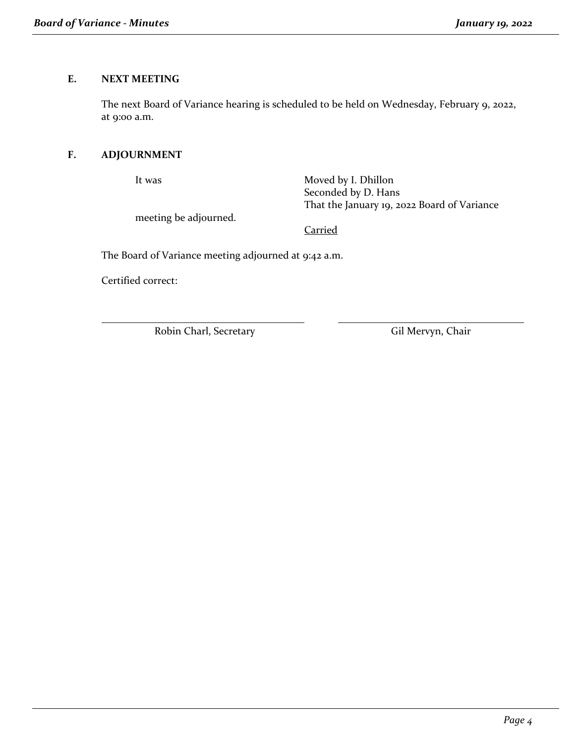## E. NEXT MEETING

The next Board of Variance hearing is scheduled to be held on Wednesday, February 9, 2022, at 9:00 a.m.

## F. ADJOURNMENT

It was Moved by I. Dhillon
Seconded by D. Hans
That the January 19, 2022 Board of Variance meeting be adjourned.

Carried

The Board of Variance meeting adjourned at 9:42 a.m.

Certified correct:

Robin Charl, Secretary

Gil Mervyn, Chair